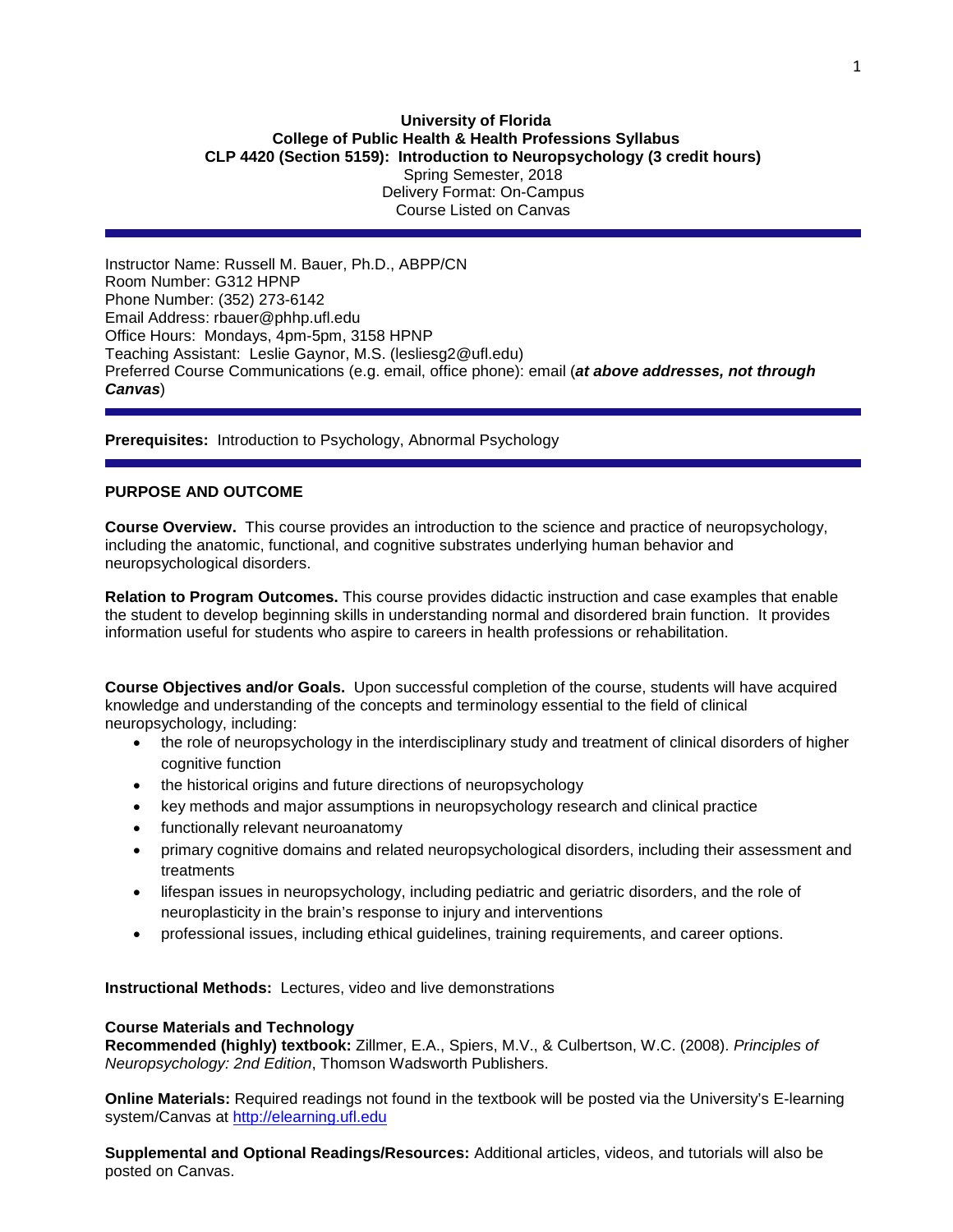**University of Florida**
**College of Public Health & Health Professions Syllabus**
**CLP 4420 (Section 5159): Introduction to Neuropsychology (3 credit hours)**
Spring Semester, 2018
Delivery Format: On-Campus
Course Listed on Canvas

---

Instructor Name: Russell M. Bauer, Ph.D., ABPP/CN
Room Number: G312 HPNP
Phone Number: (352) 273-6142
Email Address: rbauer@phhp.ufl.edu
Office Hours: Mondays, 4pm-5pm, 3158 HPNP
Teaching Assistant: Leslie Gaynor, M.S. (lesliesg2@ufl.edu)
Preferred Course Communications (e.g. email, office phone): email (***at above addresses, not through Canvas***)

---

**Prerequisites:** Introduction to Psychology, Abnormal Psychology

---

## PURPOSE AND OUTCOME

**Course Overview.** This course provides an introduction to the science and practice of neuropsychology, including the anatomic, functional, and cognitive substrates underlying human behavior and neuropsychological disorders.

**Relation to Program Outcomes.** This course provides didactic instruction and case examples that enable the student to develop beginning skills in understanding normal and disordered brain function. It provides information useful for students who aspire to careers in health professions or rehabilitation.

**Course Objectives and/or Goals.** Upon successful completion of the course, students will have acquired knowledge and understanding of the concepts and terminology essential to the field of clinical neuropsychology, including:

- the role of neuropsychology in the interdisciplinary study and treatment of clinical disorders of higher cognitive function
- the historical origins and future directions of neuropsychology
- key methods and major assumptions in neuropsychology research and clinical practice
- functionally relevant neuroanatomy
- primary cognitive domains and related neuropsychological disorders, including their assessment and treatments
- lifespan issues in neuropsychology, including pediatric and geriatric disorders, and the role of neuroplasticity in the brain's response to injury and interventions
- professional issues, including ethical guidelines, training requirements, and career options.

**Instructional Methods:** Lectures, video and live demonstrations

**Course Materials and Technology**
**Recommended (highly) textbook:** Zillmer, E.A., Spiers, M.V., & Culbertson, W.C. (2008). *Principles of Neuropsychology: 2nd Edition*, Thomson Wadsworth Publishers.

**Online Materials:** Required readings not found in the textbook will be posted via the University's E-learning system/Canvas at http://elearning.ufl.edu

**Supplemental and Optional Readings/Resources:** Additional articles, videos, and tutorials will also be posted on Canvas.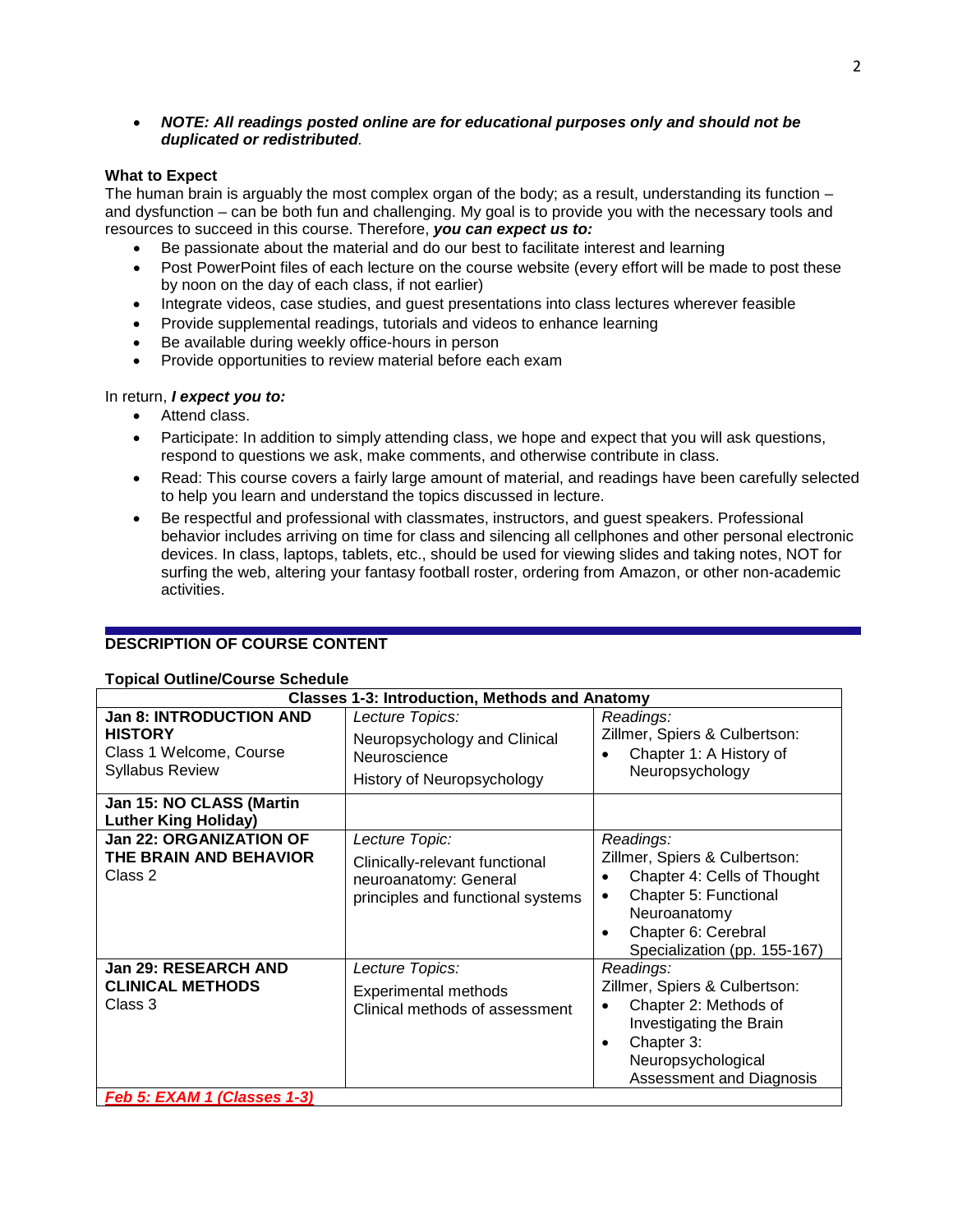- ***NOTE: All readings posted online are for educational purposes only and should not be duplicated or redistributed**.*

**What to Expect**

The human brain is arguably the most complex organ of the body; as a result, understanding its function – and dysfunction – can be both fun and challenging. My goal is to provide you with the necessary tools and resources to succeed in this course. Therefore, ***you can expect us to:***

- Be passionate about the material and do our best to facilitate interest and learning
- Post PowerPoint files of each lecture on the course website (every effort will be made to post these by noon on the day of each class, if not earlier)
- Integrate videos, case studies, and guest presentations into class lectures wherever feasible
- Provide supplemental readings, tutorials and videos to enhance learning
- Be available during weekly office-hours in person
- Provide opportunities to review material before each exam

In return, ***I expect you to:***

- Attend class.
- Participate: In addition to simply attending class, we hope and expect that you will ask questions, respond to questions we ask, make comments, and otherwise contribute in class.
- Read: This course covers a fairly large amount of material, and readings have been carefully selected to help you learn and understand the topics discussed in lecture.
- Be respectful and professional with classmates, instructors, and guest speakers. Professional behavior includes arriving on time for class and silencing all cellphones and other personal electronic devices. In class, laptops, tablets, etc., should be used for viewing slides and taking notes, NOT for surfing the web, altering your fantasy football roster, ordering from Amazon, or other non-academic activities.

## DESCRIPTION OF COURSE CONTENT

**Topical Outline/Course Schedule**

| **Classes 1-3: Introduction, Methods and Anatomy** | | |
|---|---|---|
| **Jan 8: INTRODUCTION AND HISTORY**<br>Class 1 Welcome, Course Syllabus Review | *Lecture Topics:*<br>Neuropsychology and Clinical Neuroscience<br>History of Neuropsychology | *Readings:*<br>Zillmer, Spiers & Culbertson:<br>• Chapter 1: A History of Neuropsychology |
| **Jan 15: NO CLASS (Martin Luther King Holiday)** | | |
| **Jan 22: ORGANIZATION OF THE BRAIN AND BEHAVIOR**<br>Class 2 | *Lecture Topic:*<br>Clinically-relevant functional neuroanatomy: General principles and functional systems | *Readings:*<br>Zillmer, Spiers & Culbertson:<br>• Chapter 4: Cells of Thought<br>• Chapter 5: Functional Neuroanatomy<br>• Chapter 6: Cerebral Specialization (pp. 155-167) |
| **Jan 29: RESEARCH AND CLINICAL METHODS**<br>Class 3 | *Lecture Topics:*<br>Experimental methods<br>Clinical methods of assessment | *Readings:*<br>Zillmer, Spiers & Culbertson:<br>• Chapter 2: Methods of Investigating the Brain<br>• Chapter 3: Neuropsychological Assessment and Diagnosis |
| ***Feb 5: EXAM 1 (Classes 1-3)*** | | |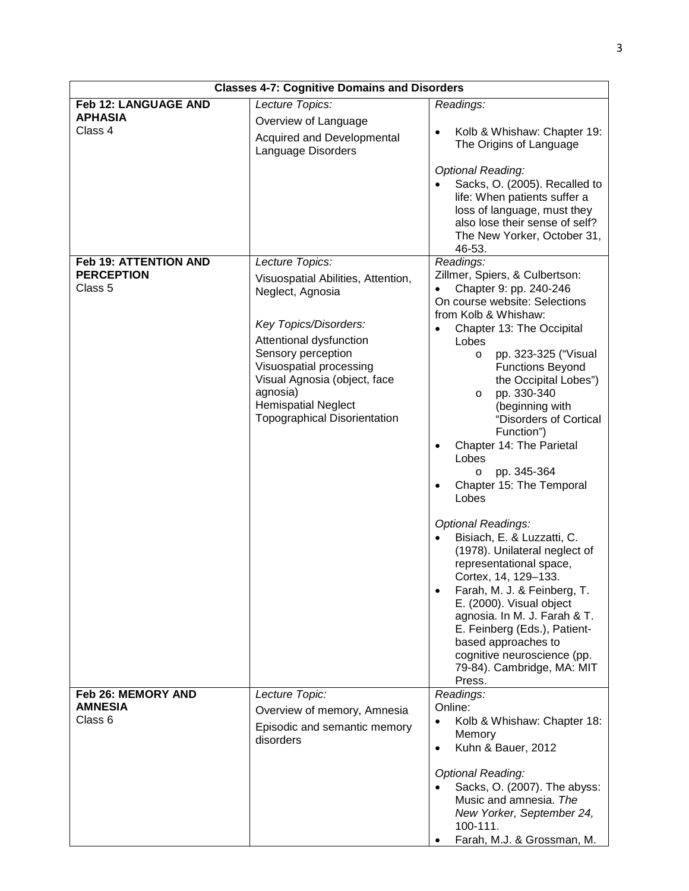| **Classes 4-7: Cognitive Domains and Disorders** | | |
|---|---|---|
| **Feb 12: LANGUAGE AND APHASIA**<br>Class 4 | *Lecture Topics:*<br>Overview of Language<br>Acquired and Developmental Language Disorders | *Readings:*<br>• Kolb & Whishaw: Chapter 19: The Origins of Language<br><br>*Optional Reading:*<br>• Sacks, O. (2005). Recalled to life: When patients suffer a loss of language, must they also lose their sense of self? The New Yorker, October 31, 46-53. |
| **Feb 19: ATTENTION AND PERCEPTION**<br>Class 5 | *Lecture Topics:*<br>Visuospatial Abilities, Attention, Neglect, Agnosia<br><br>*Key Topics/Disorders:*<br>Attentional dysfunction<br>Sensory perception<br>Visuospatial processing<br>Visual Agnosia (object, face agnosia)<br>Hemispatial Neglect<br>Topographical Disorientation | *Readings:*<br>Zillmer, Spiers, & Culbertson:<br>• Chapter 9: pp. 240-246<br>On course website: Selections from Kolb & Whishaw:<br>• Chapter 13: The Occipital Lobes<br>  o pp. 323-325 ("Visual Functions Beyond the Occipital Lobes")<br>  o pp. 330-340 (beginning with "Disorders of Cortical Function")<br>• Chapter 14: The Parietal Lobes<br>  o pp. 345-364<br>• Chapter 15: The Temporal Lobes<br><br>*Optional Readings:*<br>• Bisiach, E. & Luzzatti, C. (1978). Unilateral neglect of representational space, Cortex, 14, 129–133.<br>• Farah, M. J. & Feinberg, T. E. (2000). Visual object agnosia. In M. J. Farah & T. E. Feinberg (Eds.), Patient-based approaches to cognitive neuroscience (pp. 79-84). Cambridge, MA: MIT Press. |
| **Feb 26: MEMORY AND AMNESIA**<br>Class 6 | *Lecture Topic:*<br>Overview of memory, Amnesia<br>Episodic and semantic memory disorders | *Readings:*<br>Online:<br>• Kolb & Whishaw: Chapter 18: Memory<br>• Kuhn & Bauer, 2012<br><br>*Optional Reading:*<br>• Sacks, O. (2007). The abyss: Music and amnesia. *The New Yorker, September 24,* 100-111.<br>• Farah, M.J. & Grossman, M. |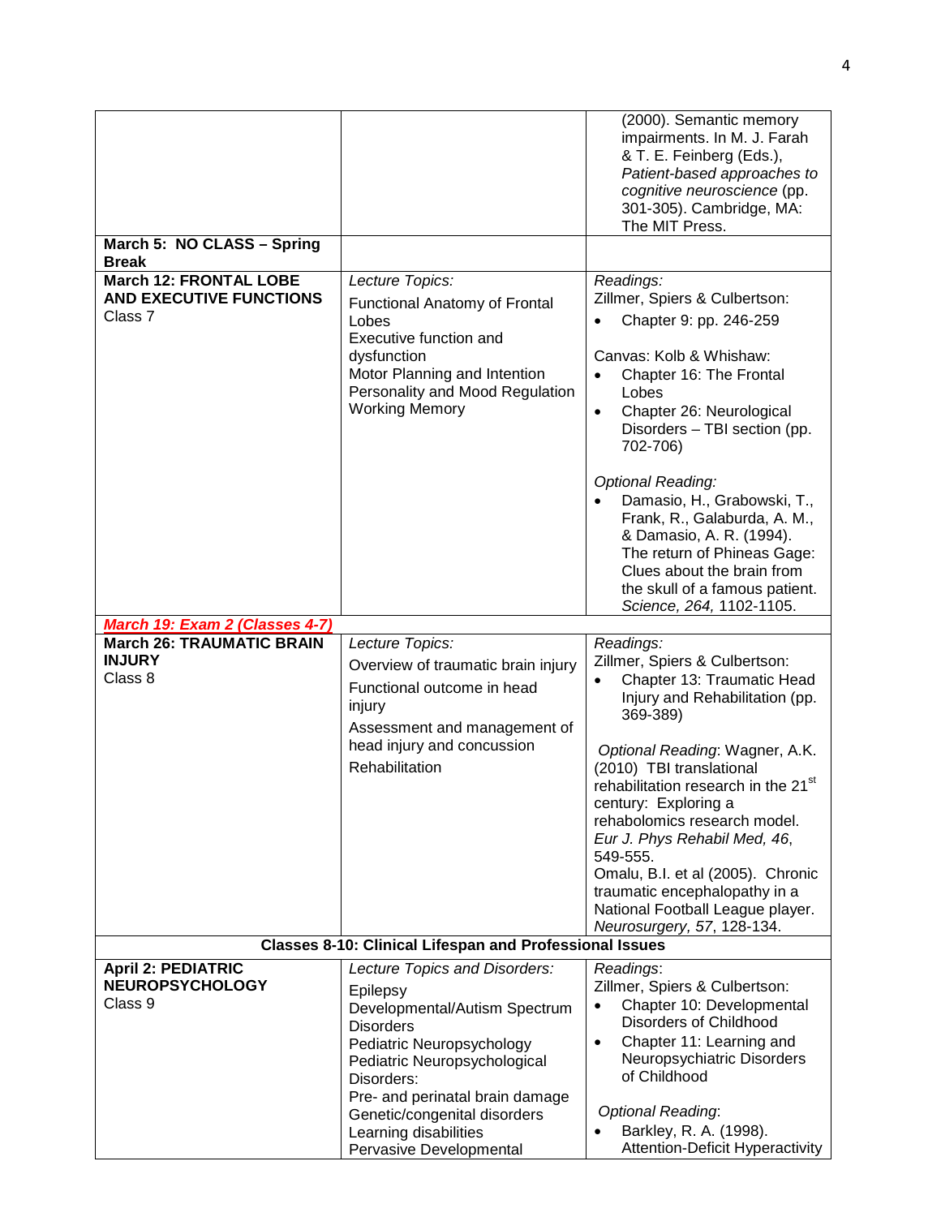| | | |
|---|---|---|
| | | (2000). Semantic memory impairments. In M. J. Farah & T. E. Feinberg (Eds.), *Patient-based approaches to cognitive neuroscience* (pp. 301-305). Cambridge, MA: The MIT Press. |
| **March 5: NO CLASS – Spring Break** | | |
| **March 12: FRONTAL LOBE AND EXECUTIVE FUNCTIONS**<br>Class 7 | *Lecture Topics:*<br>Functional Anatomy of Frontal Lobes<br>Executive function and dysfunction<br>Motor Planning and Intention<br>Personality and Mood Regulation<br>Working Memory | *Readings:*<br>Zillmer, Spiers & Culbertson:<br>• Chapter 9: pp. 246-259<br><br>Canvas: Kolb & Whishaw:<br>• Chapter 16: The Frontal Lobes<br>• Chapter 26: Neurological Disorders – TBI section (pp. 702-706)<br><br>*Optional Reading:*<br>• Damasio, H., Grabowski, T., Frank, R., Galaburda, A. M., & Damasio, A. R. (1994). The return of Phineas Gage: Clues about the brain from the skull of a famous patient. *Science, 264,* 1102-1105. |
| ***March 19: Exam 2 (Classes 4-7)*** | | |
| **March 26: TRAUMATIC BRAIN INJURY**<br>Class 8 | *Lecture Topics:*<br>Overview of traumatic brain injury<br>Functional outcome in head injury<br>Assessment and management of head injury and concussion<br>Rehabilitation | *Readings:*<br>Zillmer, Spiers & Culbertson:<br>• Chapter 13: Traumatic Head Injury and Rehabilitation (pp. 369-389)<br><br>*Optional Reading*: Wagner, A.K. (2010) TBI translational rehabilitation research in the 21st century: Exploring a rehabolomics research model. *Eur J. Phys Rehabil Med, 46*, 549-555.<br>Omalu, B.I. et al (2005). Chronic traumatic encephalopathy in a National Football League player. *Neurosurgery, 57*, 128-134. |
| **Classes 8-10: Clinical Lifespan and Professional Issues** | | |
| **April 2: PEDIATRIC NEUROPSYCHOLOGY**<br>Class 9 | *Lecture Topics and Disorders:*<br>Epilepsy<br>Developmental/Autism Spectrum Disorders<br>Pediatric Neuropsychology<br>Pediatric Neuropsychological Disorders:<br>Pre- and perinatal brain damage<br>Genetic/congenital disorders<br>Learning disabilities<br>Pervasive Developmental | *Readings*:<br>Zillmer, Spiers & Culbertson:<br>• Chapter 10: Developmental Disorders of Childhood<br>• Chapter 11: Learning and Neuropsychiatric Disorders of Childhood<br><br>*Optional Reading*:<br>• Barkley, R. A. (1998). Attention-Deficit Hyperactivity |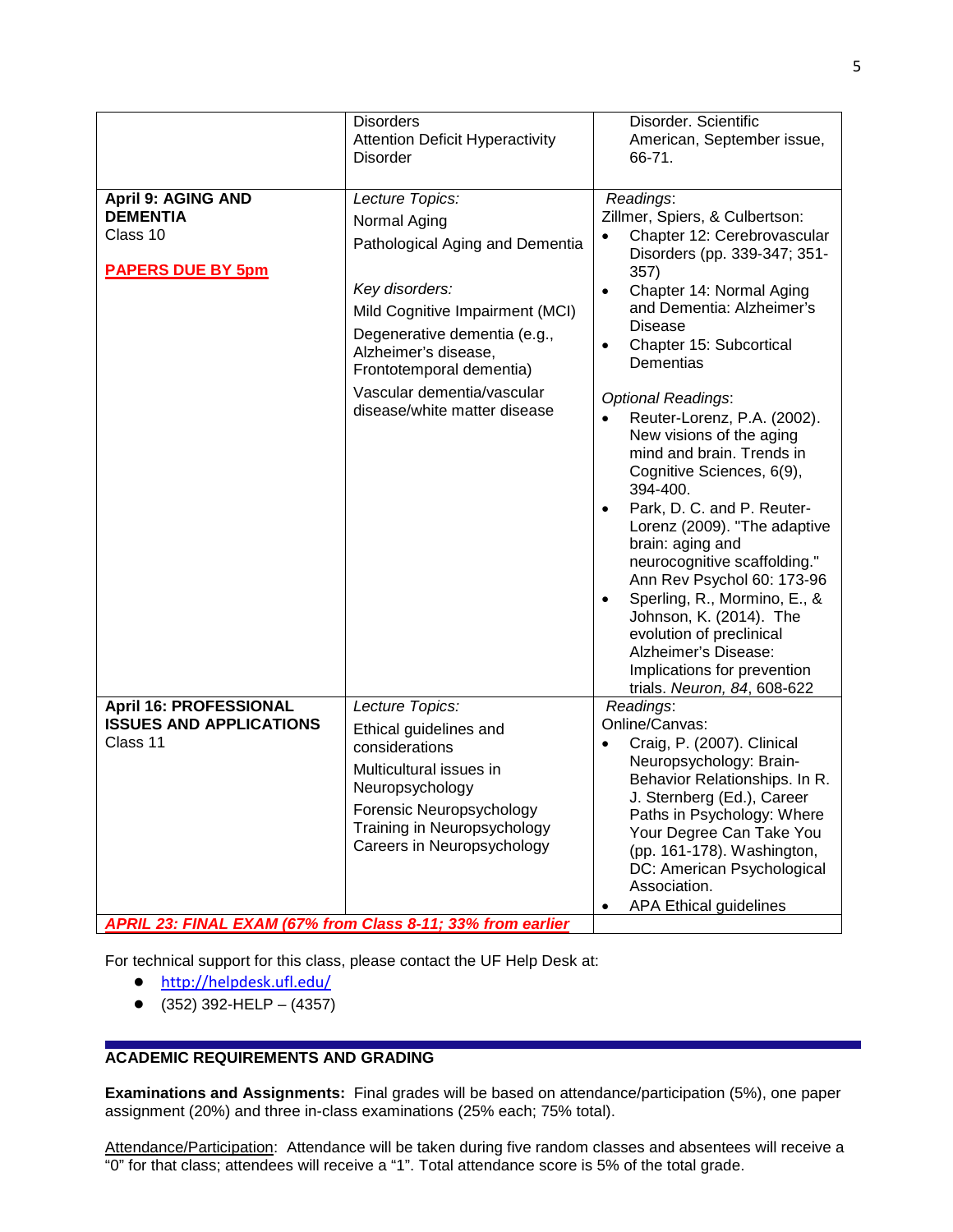| | | |
|---|---|---|
| | Disorders<br>Attention Deficit Hyperactivity Disorder | Disorder. Scientific American, September issue, 66-71. |
| **April 9: AGING AND DEMENTIA**<br>Class 10<br><br>**PAPERS DUE BY 5pm** | *Lecture Topics:*<br>Normal Aging<br>Pathological Aging and Dementia<br><br>*Key disorders:*<br>Mild Cognitive Impairment (MCI)<br>Degenerative dementia (e.g., Alzheimer's disease, Frontotemporal dementia)<br>Vascular dementia/vascular disease/white matter disease | *Readings*:<br>Zillmer, Spiers, & Culbertson:<br>• Chapter 12: Cerebrovascular Disorders (pp. 339-347; 351-357)<br>• Chapter 14: Normal Aging and Dementia: Alzheimer's Disease<br>• Chapter 15: Subcortical Dementias<br><br>*Optional Readings*:<br>• Reuter-Lorenz, P.A. (2002). New visions of the aging mind and brain. Trends in Cognitive Sciences, 6(9), 394-400.<br>• Park, D. C. and P. Reuter-Lorenz (2009). "The adaptive brain: aging and neurocognitive scaffolding." Ann Rev Psychol 60: 173-96<br>• Sperling, R., Mormino, E., & Johnson, K. (2014). The evolution of preclinical Alzheimer's Disease: Implications for prevention trials. *Neuron, 84*, 608-622 |
| **April 16: PROFESSIONAL ISSUES AND APPLICATIONS**<br>Class 11 | *Lecture Topics:*<br>Ethical guidelines and considerations<br>Multicultural issues in Neuropsychology<br>Forensic Neuropsychology<br>Training in Neuropsychology<br>Careers in Neuropsychology | *Readings*:<br>Online/Canvas:<br>• Craig, P. (2007). Clinical Neuropsychology: Brain-Behavior Relationships. In R. J. Sternberg (Ed.), Career Paths in Psychology: Where Your Degree Can Take You (pp. 161-178). Washington, DC: American Psychological Association.<br>• APA Ethical guidelines |
| ***APRIL 23: FINAL EXAM (67% from Class 8-11; 33% from earlier*** | | |

For technical support for this class, please contact the UF Help Desk at:

- http://helpdesk.ufl.edu/
- (352) 392-HELP – (4357)

## ACADEMIC REQUIREMENTS AND GRADING

**Examinations and Assignments:** Final grades will be based on attendance/participation (5%), one paper assignment (20%) and three in-class examinations (25% each; 75% total).

Attendance/Participation: Attendance will be taken during five random classes and absentees will receive a "0" for that class; attendees will receive a "1". Total attendance score is 5% of the total grade.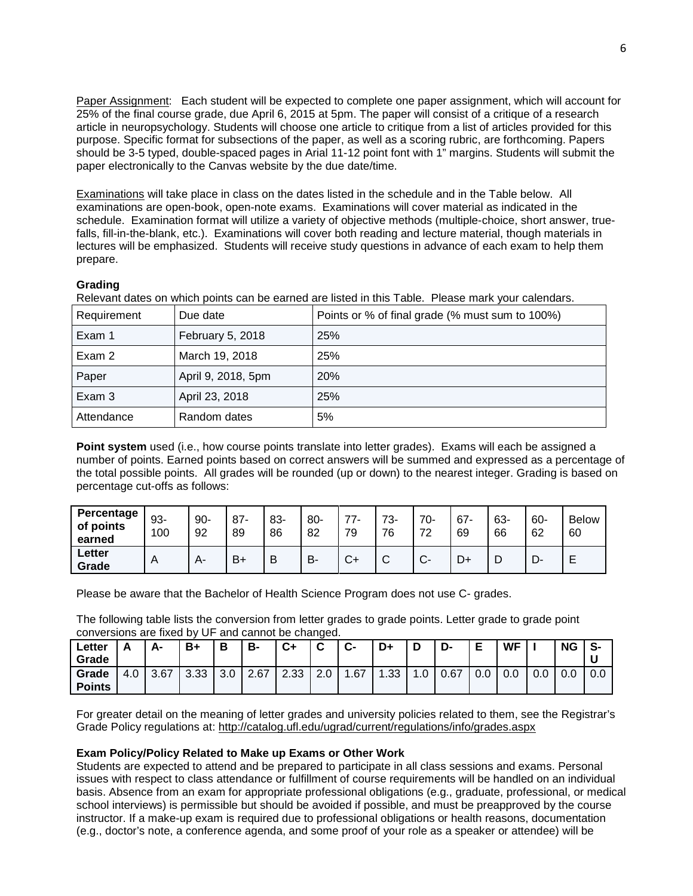Paper Assignment: Each student will be expected to complete one paper assignment, which will account for 25% of the final course grade, due April 6, 2015 at 5pm. The paper will consist of a critique of a research article in neuropsychology. Students will choose one article to critique from a list of articles provided for this purpose. Specific format for subsections of the paper, as well as a scoring rubric, are forthcoming. Papers should be 3-5 typed, double-spaced pages in Arial 11-12 point font with 1" margins. Students will submit the paper electronically to the Canvas website by the due date/time.

Examinations will take place in class on the dates listed in the schedule and in the Table below. All examinations are open-book, open-note exams. Examinations will cover material as indicated in the schedule. Examination format will utilize a variety of objective methods (multiple-choice, short answer, true-falls, fill-in-the-blank, etc.). Examinations will cover both reading and lecture material, though materials in lectures will be emphasized. Students will receive study questions in advance of each exam to help them prepare.

**Grading**

Relevant dates on which points can be earned are listed in this Table. Please mark your calendars.

| Requirement | Due date | Points or % of final grade (% must sum to 100%) |
|---|---|---|
| Exam 1 | February 5, 2018 | 25% |
| Exam 2 | March 19, 2018 | 25% |
| Paper | April 9, 2018, 5pm | 20% |
| Exam 3 | April 23, 2018 | 25% |
| Attendance | Random dates | 5% |

**Point system** used (i.e., how course points translate into letter grades). Exams will each be assigned a number of points. Earned points based on correct answers will be summed and expressed as a percentage of the total possible points. All grades will be rounded (up or down) to the nearest integer. Grading is based on percentage cut-offs as follows:

| **Percentage of points earned** | 93-100 | 90-92 | 87-89 | 83-86 | 80-82 | 77-79 | 73-76 | 70-72 | 67-69 | 63-66 | 60-62 | Below 60 |
|---|---|---|---|---|---|---|---|---|---|---|---|---|
| **Letter Grade** | A | A- | B+ | B | B- | C+ | C | C- | D+ | D | D- | E |

Please be aware that the Bachelor of Health Science Program does not use C- grades.

The following table lists the conversion from letter grades to grade points. Letter grade to grade point conversions are fixed by UF and cannot be changed.

| **Letter Grade** | **A** | **A-** | **B+** | **B** | **B-** | **C+** | **C** | **C-** | **D+** | **D** | **D-** | **E** | **WF** | **I** | **NG** | **S-U** |
|---|---|---|---|---|---|---|---|---|---|---|---|---|---|---|---|---|
| **Grade Points** | 4.0 | 3.67 | 3.33 | 3.0 | 2.67 | 2.33 | 2.0 | 1.67 | 1.33 | 1.0 | 0.67 | 0.0 | 0.0 | 0.0 | 0.0 | 0.0 |

For greater detail on the meaning of letter grades and university policies related to them, see the Registrar's Grade Policy regulations at: http://catalog.ufl.edu/ugrad/current/regulations/info/grades.aspx

**Exam Policy/Policy Related to Make up Exams or Other Work**

Students are expected to attend and be prepared to participate in all class sessions and exams. Personal issues with respect to class attendance or fulfillment of course requirements will be handled on an individual basis. Absence from an exam for appropriate professional obligations (e.g., graduate, professional, or medical school interviews) is permissible but should be avoided if possible, and must be preapproved by the course instructor. If a make-up exam is required due to professional obligations or health reasons, documentation (e.g., doctor's note, a conference agenda, and some proof of your role as a speaker or attendee) will be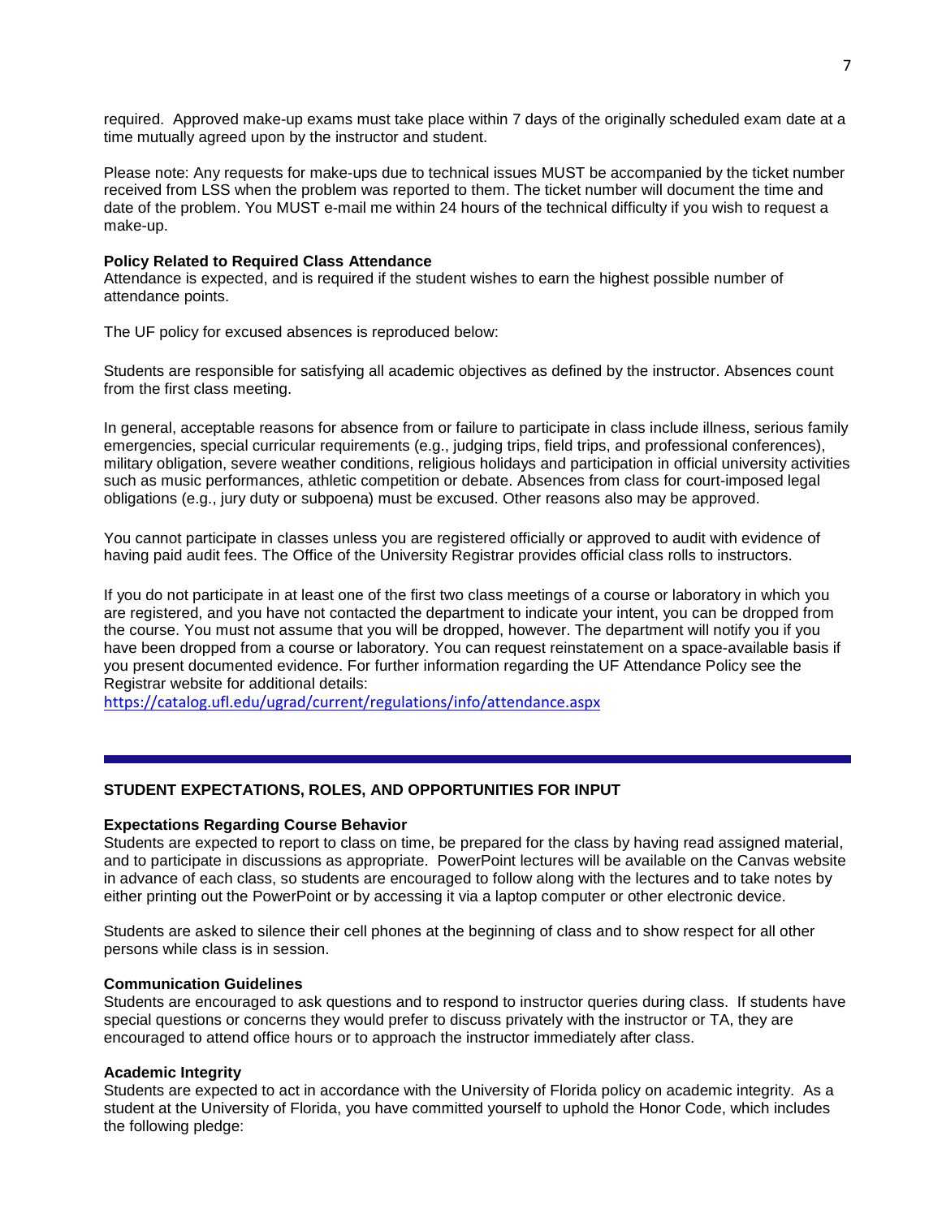required. Approved make-up exams must take place within 7 days of the originally scheduled exam date at a time mutually agreed upon by the instructor and student.

Please note: Any requests for make-ups due to technical issues MUST be accompanied by the ticket number received from LSS when the problem was reported to them. The ticket number will document the time and date of the problem. You MUST e-mail me within 24 hours of the technical difficulty if you wish to request a make-up.

**Policy Related to Required Class Attendance**

Attendance is expected, and is required if the student wishes to earn the highest possible number of attendance points.

The UF policy for excused absences is reproduced below:

Students are responsible for satisfying all academic objectives as defined by the instructor. Absences count from the first class meeting.

In general, acceptable reasons for absence from or failure to participate in class include illness, serious family emergencies, special curricular requirements (e.g., judging trips, field trips, and professional conferences), military obligation, severe weather conditions, religious holidays and participation in official university activities such as music performances, athletic competition or debate. Absences from class for court-imposed legal obligations (e.g., jury duty or subpoena) must be excused. Other reasons also may be approved.

You cannot participate in classes unless you are registered officially or approved to audit with evidence of having paid audit fees. The Office of the University Registrar provides official class rolls to instructors.

If you do not participate in at least one of the first two class meetings of a course or laboratory in which you are registered, and you have not contacted the department to indicate your intent, you can be dropped from the course. You must not assume that you will be dropped, however. The department will notify you if you have been dropped from a course or laboratory. You can request reinstatement on a space-available basis if you present documented evidence. For further information regarding the UF Attendance Policy see the Registrar website for additional details:
https://catalog.ufl.edu/ugrad/current/regulations/info/attendance.aspx

---

## STUDENT EXPECTATIONS, ROLES, AND OPPORTUNITIES FOR INPUT

**Expectations Regarding Course Behavior**

Students are expected to report to class on time, be prepared for the class by having read assigned material, and to participate in discussions as appropriate. PowerPoint lectures will be available on the Canvas website in advance of each class, so students are encouraged to follow along with the lectures and to take notes by either printing out the PowerPoint or by accessing it via a laptop computer or other electronic device.

Students are asked to silence their cell phones at the beginning of class and to show respect for all other persons while class is in session.

**Communication Guidelines**

Students are encouraged to ask questions and to respond to instructor queries during class. If students have special questions or concerns they would prefer to discuss privately with the instructor or TA, they are encouraged to attend office hours or to approach the instructor immediately after class.

**Academic Integrity**

Students are expected to act in accordance with the University of Florida policy on academic integrity. As a student at the University of Florida, you have committed yourself to uphold the Honor Code, which includes the following pledge: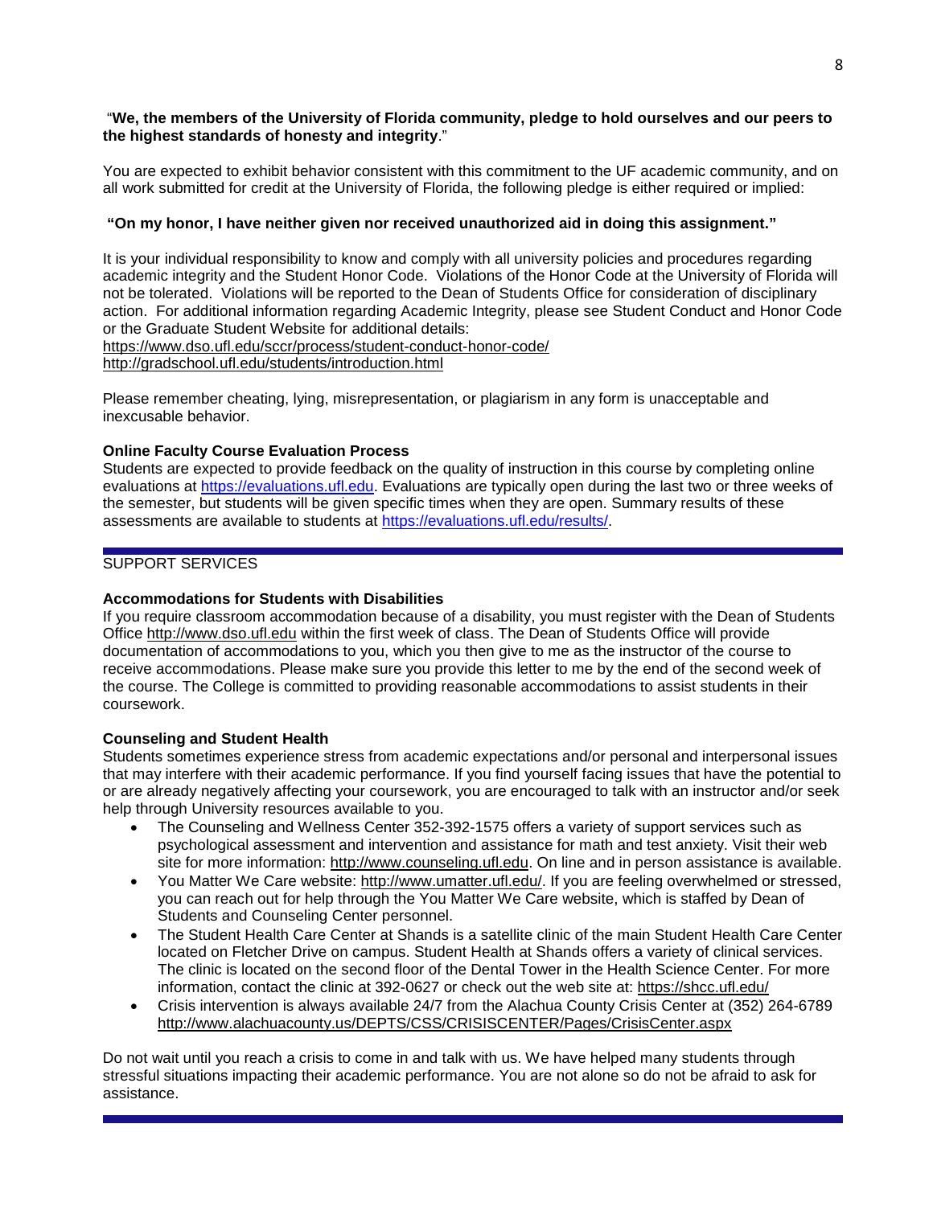"**We, the members of the University of Florida community, pledge to hold ourselves and our peers to the highest standards of honesty and integrity**."

You are expected to exhibit behavior consistent with this commitment to the UF academic community, and on all work submitted for credit at the University of Florida, the following pledge is either required or implied:

**"On my honor, I have neither given nor received unauthorized aid in doing this assignment."**

It is your individual responsibility to know and comply with all university policies and procedures regarding academic integrity and the Student Honor Code. Violations of the Honor Code at the University of Florida will not be tolerated. Violations will be reported to the Dean of Students Office for consideration of disciplinary action. For additional information regarding Academic Integrity, please see Student Conduct and Honor Code or the Graduate Student Website for additional details:
https://www.dso.ufl.edu/sccr/process/student-conduct-honor-code/
http://gradschool.ufl.edu/students/introduction.html

Please remember cheating, lying, misrepresentation, or plagiarism in any form is unacceptable and inexcusable behavior.

**Online Faculty Course Evaluation Process**

Students are expected to provide feedback on the quality of instruction in this course by completing online evaluations at https://evaluations.ufl.edu. Evaluations are typically open during the last two or three weeks of the semester, but students will be given specific times when they are open. Summary results of these assessments are available to students at https://evaluations.ufl.edu/results/.

---

SUPPORT SERVICES

**Accommodations for Students with Disabilities**

If you require classroom accommodation because of a disability, you must register with the Dean of Students Office http://www.dso.ufl.edu within the first week of class. The Dean of Students Office will provide documentation of accommodations to you, which you then give to me as the instructor of the course to receive accommodations. Please make sure you provide this letter to me by the end of the second week of the course. The College is committed to providing reasonable accommodations to assist students in their coursework.

**Counseling and Student Health**

Students sometimes experience stress from academic expectations and/or personal and interpersonal issues that may interfere with their academic performance. If you find yourself facing issues that have the potential to or are already negatively affecting your coursework, you are encouraged to talk with an instructor and/or seek help through University resources available to you.

- The Counseling and Wellness Center 352-392-1575 offers a variety of support services such as psychological assessment and intervention and assistance for math and test anxiety. Visit their web site for more information: http://www.counseling.ufl.edu. On line and in person assistance is available.
- You Matter We Care website: http://www.umatter.ufl.edu/. If you are feeling overwhelmed or stressed, you can reach out for help through the You Matter We Care website, which is staffed by Dean of Students and Counseling Center personnel.
- The Student Health Care Center at Shands is a satellite clinic of the main Student Health Care Center located on Fletcher Drive on campus. Student Health at Shands offers a variety of clinical services. The clinic is located on the second floor of the Dental Tower in the Health Science Center. For more information, contact the clinic at 392-0627 or check out the web site at: https://shcc.ufl.edu/
- Crisis intervention is always available 24/7 from the Alachua County Crisis Center at (352) 264-6789 http://www.alachuacounty.us/DEPTS/CSS/CRISISCENTER/Pages/CrisisCenter.aspx

Do not wait until you reach a crisis to come in and talk with us. We have helped many students through stressful situations impacting their academic performance. You are not alone so do not be afraid to ask for assistance.